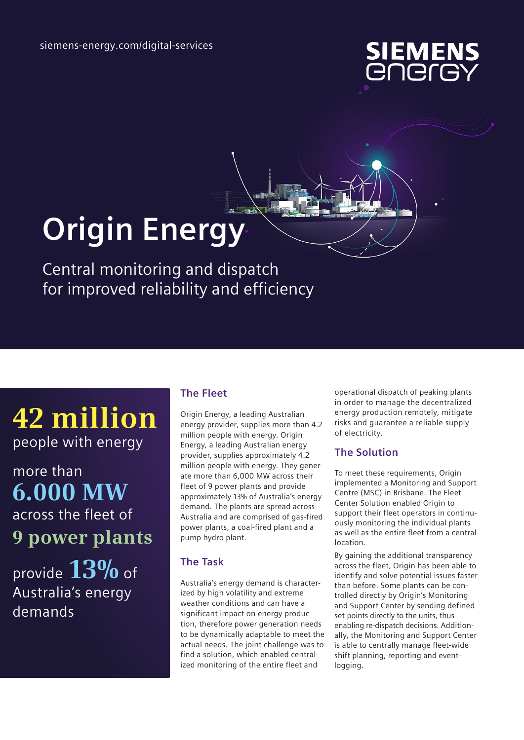siemens-energy.com/digital-services

SIEMENS energy

# Origin Energy

## Central monitoring and dispatch for improved reliability and efficiency

**42 million**
people with energy

more than
**6.000 MW**
across the fleet of
**9 power plants**

provide **13%** of Australia's energy demands

### The Fleet

Origin Energy, a leading Australian energy provider, supplies more than 4.2 million people with energy. Origin Energy, a leading Australian energy provider, supplies approximately 4.2 million people with energy. They generate more than 6,000 MW across their fleet of 9 power plants and provide approximately 13% of Australia's energy demand. The plants are spread across Australia and are comprised of gas-fired power plants, a coal-fired plant and a pump hydro plant.

### The Task

Australia's energy demand is characterized by high volatility and extreme weather conditions and can have a significant impact on energy production, therefore power generation needs to be dynamically adaptable to meet the actual needs. The joint challenge was to find a solution, which enabled centralized monitoring of the entire fleet and operational dispatch of peaking plants in order to manage the decentralized energy production remotely, mitigate risks and guarantee a reliable supply of electricity.

### The Solution

To meet these requirements, Origin implemented a Monitoring and Support Centre (MSC) in Brisbane. The Fleet Center Solution enabled Origin to support their fleet operators in continuously monitoring the individual plants as well as the entire fleet from a central location.

By gaining the additional transparency across the fleet, Origin has been able to identify and solve potential issues faster than before. Some plants can be controlled directly by Origin's Monitoring and Support Center by sending defined set points directly to the units, thus enabling re-dispatch decisions. Additionally, the Monitoring and Support Center is able to centrally manage fleet-wide shift planning, reporting and event-logging.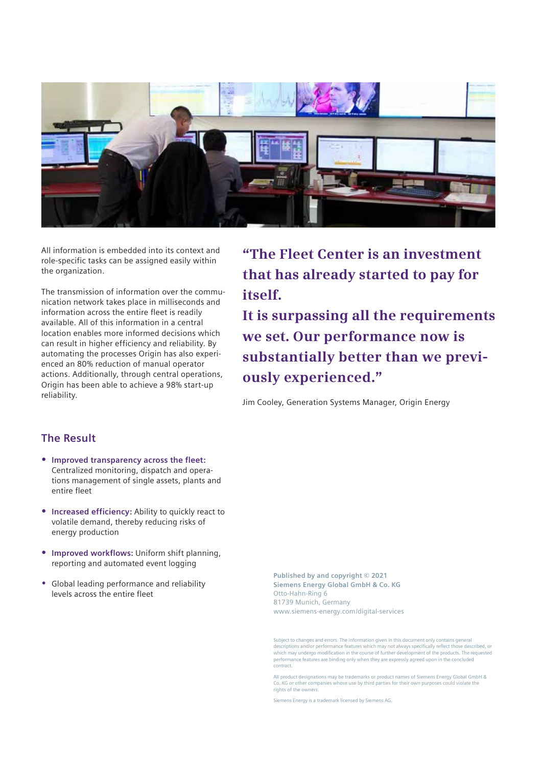All information is embedded into its context and role-specific tasks can be assigned easily within the organization.

The transmission of information over the communication network takes place in milliseconds and information across the entire fleet is readily available. All of this information in a central location enables more informed decisions which can result in higher efficiency and reliability. By automating the processes Origin has also experienced an 80% reduction of manual operator actions. Additionally, through central operations, Origin has been able to achieve a 98% start-up reliability.

**"The Fleet Center is an investment that has already started to pay for itself.**
**It is surpassing all the requirements we set. Our performance now is substantially better than we previously experienced."**

Jim Cooley, Generation Systems Manager, Origin Energy

## The Result

- **Improved transparency across the fleet:** Centralized monitoring, dispatch and operations management of single assets, plants and entire fleet
- **Increased efficiency:** Ability to quickly react to volatile demand, thereby reducing risks of energy production
- **Improved workflows:** Uniform shift planning, reporting and automated event logging
- Global leading performance and reliability levels across the entire fleet

**Published by and copyright © 2021**
**Siemens Energy Global GmbH & Co. KG**
Otto-Hahn-Ring 6
81739 Munich, Germany
www.siemens-energy.com/digital-services

Subject to changes and errors. The information given in this document only contains general descriptions and/or performance features which may not always specifically reflect those described, or which may undergo modification in the course of further development of the products. The requested performance features are binding only when they are expressly agreed upon in the concluded contract.

All product designations may be trademarks or product names of Siemens Energy Global GmbH & Co. KG or other companies whose use by third parties for their own purposes could violate the rights of the owners.

Siemens Energy is a trademark licensed by Siemens AG.